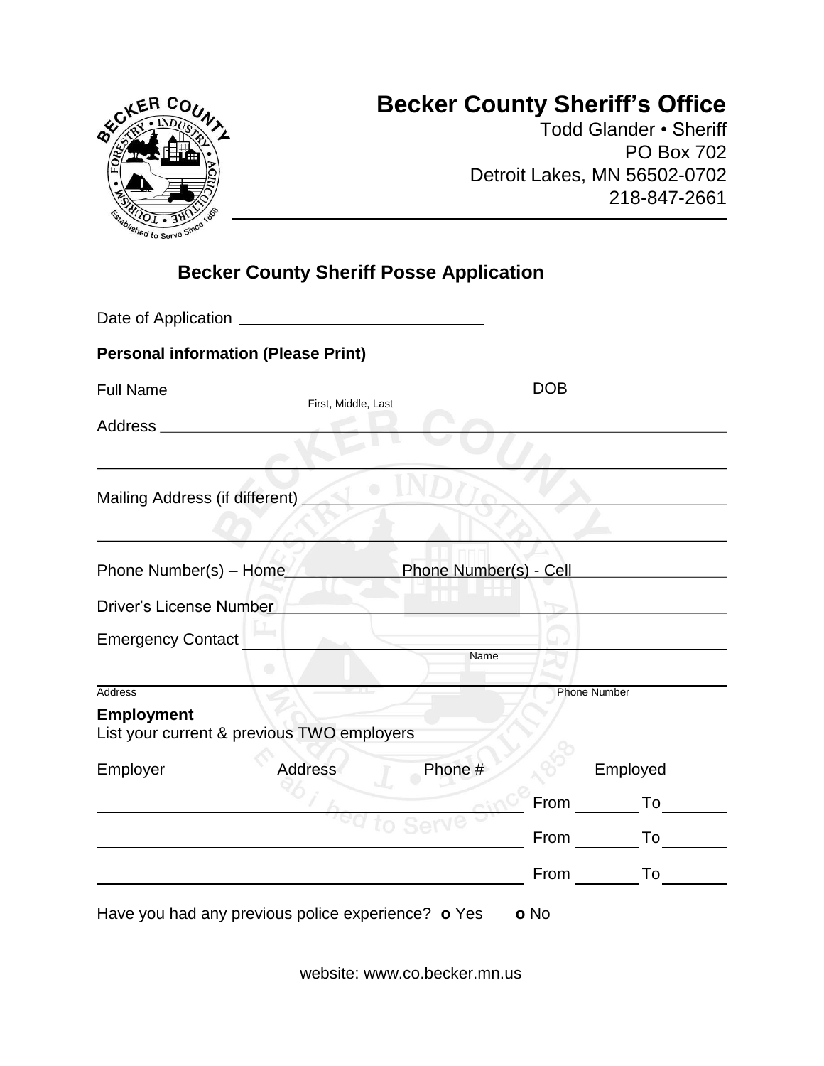# Becker County Sheriff's Office

Todd Glander • Sheriff
PO Box 702
Detroit Lakes, MN 56502-0702
218-847-2661

## Becker County Sheriff Posse Application

Date of Application ____________________________

**Personal information (Please Print)**

Full Name ________________________________________ DOB ________________
First, Middle, Last

Address ____________________________________________________________

____________________________________________________________________

Mailing Address (if different) ______________________________________

____________________________________________________________________

Phone Number(s) – Home ______________ Phone Number(s) - Cell ______________

Driver's License Number ____________________________________________

Emergency Contact __________________________________________________
Name

____________________________________________________________________
Address Phone Number

**Employment**
List your current & previous TWO employers

| Employer | Address | Phone # | Employed | |
|---|---|---|---|---|
| | | | From ________ | To ________ |
| | | | From ________ | To ________ |
| | | | From ________ | To ________ |

Have you had any previous police experience? **o** Yes **o** No

website: www.co.becker.mn.us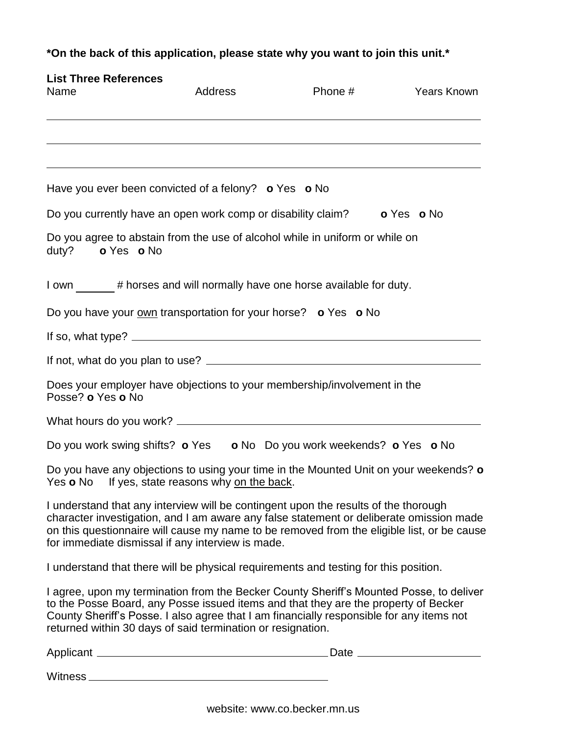**\*On the back of this application, please state why you want to join this unit.\***

**List Three References**

| Name | Address | Phone # | Years Known |
|---|---|---|---|
| | | | |
| | | | |
| | | | |

Have you ever been convicted of a felony? **o** Yes **o** No

Do you currently have an open work comp or disability claim? **o** Yes **o** No

Do you agree to abstain from the use of alcohol while in uniform or while on duty? **o** Yes **o** No

I own ______ # horses and will normally have one horse available for duty.

Do you have your <u>own</u> transportation for your horse? **o** Yes **o** No

If so, what type? ____________________________________________

If not, what do you plan to use? ____________________________________________

Does your employer have objections to your membership/involvement in the Posse? **o** Yes **o** No

What hours do you work? ____________________________________________

Do you work swing shifts? **o** Yes **o** No Do you work weekends? **o** Yes **o** No

Do you have any objections to using your time in the Mounted Unit on your weekends? **o** Yes **o** No If yes, state reasons why <u>on the back</u>.

I understand that any interview will be contingent upon the results of the thorough character investigation, and I am aware any false statement or deliberate omission made on this questionnaire will cause my name to be removed from the eligible list, or be cause for immediate dismissal if any interview is made.

I understand that there will be physical requirements and testing for this position.

I agree, upon my termination from the Becker County Sheriff's Mounted Posse, to deliver to the Posse Board, any Posse issued items and that they are the property of Becker County Sheriff's Posse. I also agree that I am financially responsible for any items not returned within 30 days of said termination or resignation.

Applicant ______________________________ Date ____________________

Witness ______________________________

website: www.co.becker.mn.us